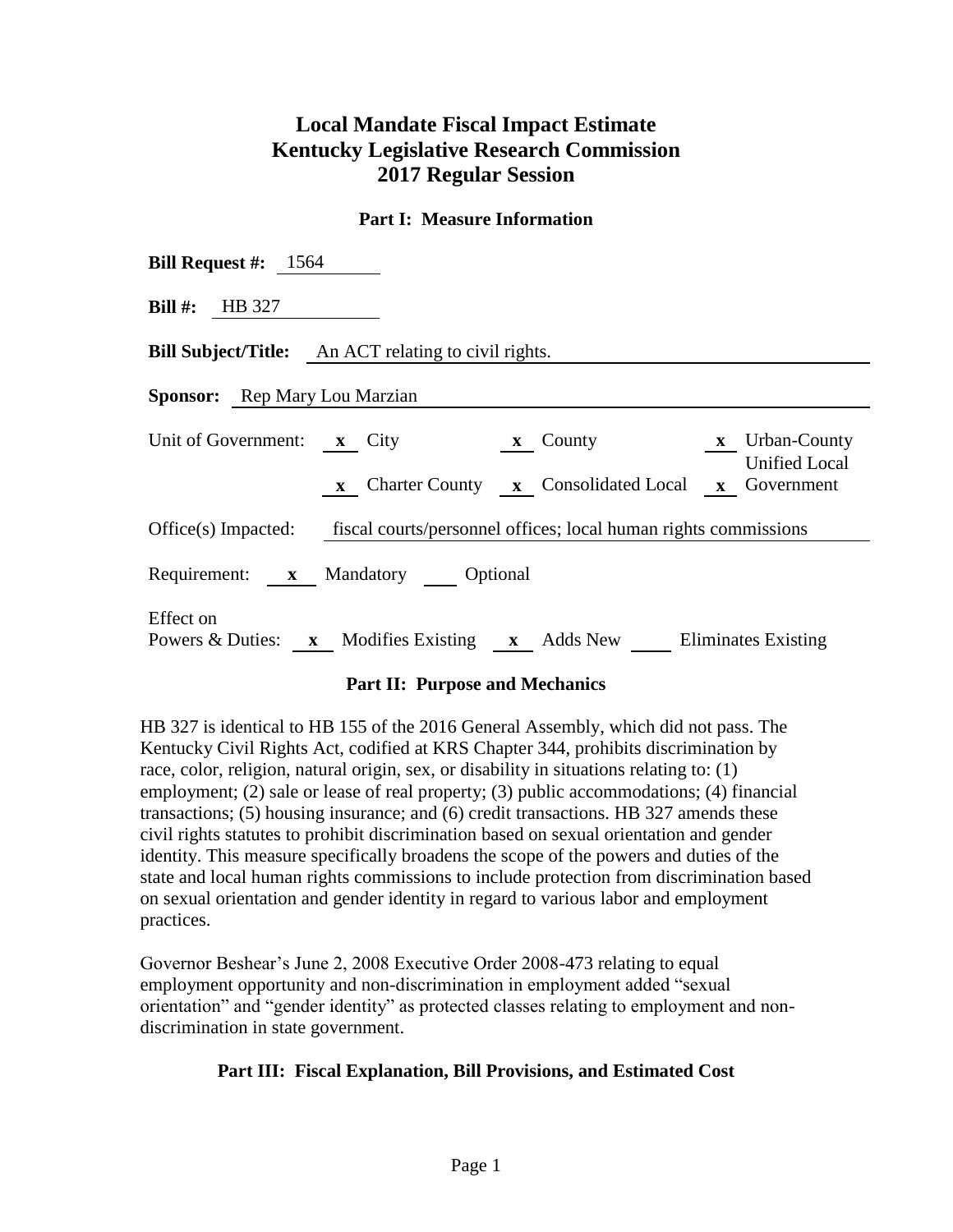# Local Mandate Fiscal Impact Estimate
# Kentucky Legislative Research Commission
# 2017 Regular Session

## Part I: Measure Information

**Bill Request #:** 1564

**Bill #:** HB 327

**Bill Subject/Title:** An ACT relating to civil rights.

**Sponsor:** Rep Mary Lou Marzian

Unit of Government: **x** City **x** County **x** Urban-County Unified Local Government **x** Charter County **x** Consolidated Local **x** Government

Office(s) Impacted: fiscal courts/personnel offices; local human rights commissions

Requirement: **x** Mandatory ___ Optional

Effect on Powers & Duties: **x** Modifies Existing **x** Adds New ___ Eliminates Existing

## Part II: Purpose and Mechanics

HB 327 is identical to HB 155 of the 2016 General Assembly, which did not pass. The Kentucky Civil Rights Act, codified at KRS Chapter 344, prohibits discrimination by race, color, religion, natural origin, sex, or disability in situations relating to: (1) employment; (2) sale or lease of real property; (3) public accommodations; (4) financial transactions; (5) housing insurance; and (6) credit transactions. HB 327 amends these civil rights statutes to prohibit discrimination based on sexual orientation and gender identity. This measure specifically broadens the scope of the powers and duties of the state and local human rights commissions to include protection from discrimination based on sexual orientation and gender identity in regard to various labor and employment practices.

Governor Beshear's June 2, 2008 Executive Order 2008-473 relating to equal employment opportunity and non-discrimination in employment added "sexual orientation" and "gender identity" as protected classes relating to employment and non-discrimination in state government.

## Part III: Fiscal Explanation, Bill Provisions, and Estimated Cost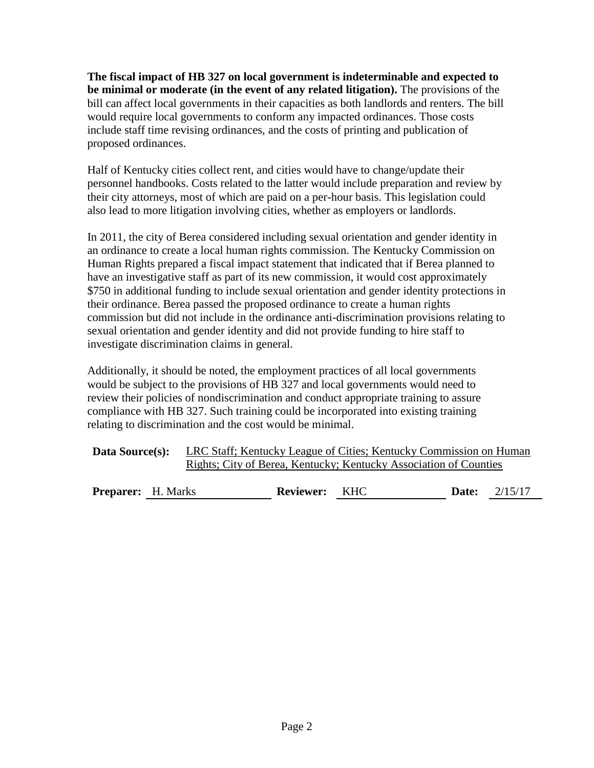**The fiscal impact of HB 327 on local government is indeterminable and expected to be minimal or moderate (in the event of any related litigation).** The provisions of the bill can affect local governments in their capacities as both landlords and renters. The bill would require local governments to conform any impacted ordinances. Those costs include staff time revising ordinances, and the costs of printing and publication of proposed ordinances.

Half of Kentucky cities collect rent, and cities would have to change/update their personnel handbooks. Costs related to the latter would include preparation and review by their city attorneys, most of which are paid on a per-hour basis. This legislation could also lead to more litigation involving cities, whether as employers or landlords.

In 2011, the city of Berea considered including sexual orientation and gender identity in an ordinance to create a local human rights commission. The Kentucky Commission on Human Rights prepared a fiscal impact statement that indicated that if Berea planned to have an investigative staff as part of its new commission, it would cost approximately $750 in additional funding to include sexual orientation and gender identity protections in their ordinance. Berea passed the proposed ordinance to create a human rights commission but did not include in the ordinance anti-discrimination provisions relating to sexual orientation and gender identity and did not provide funding to hire staff to investigate discrimination claims in general.

Additionally, it should be noted, the employment practices of all local governments would be subject to the provisions of HB 327 and local governments would need to review their policies of nondiscrimination and conduct appropriate training to assure compliance with HB 327. Such training could be incorporated into existing training relating to discrimination and the cost would be minimal.

**Data Source(s):** LRC Staff; Kentucky League of Cities; Kentucky Commission on Human Rights; City of Berea, Kentucky; Kentucky Association of Counties

**Preparer:** H. Marks **Reviewer:** KHC **Date:** 2/15/17